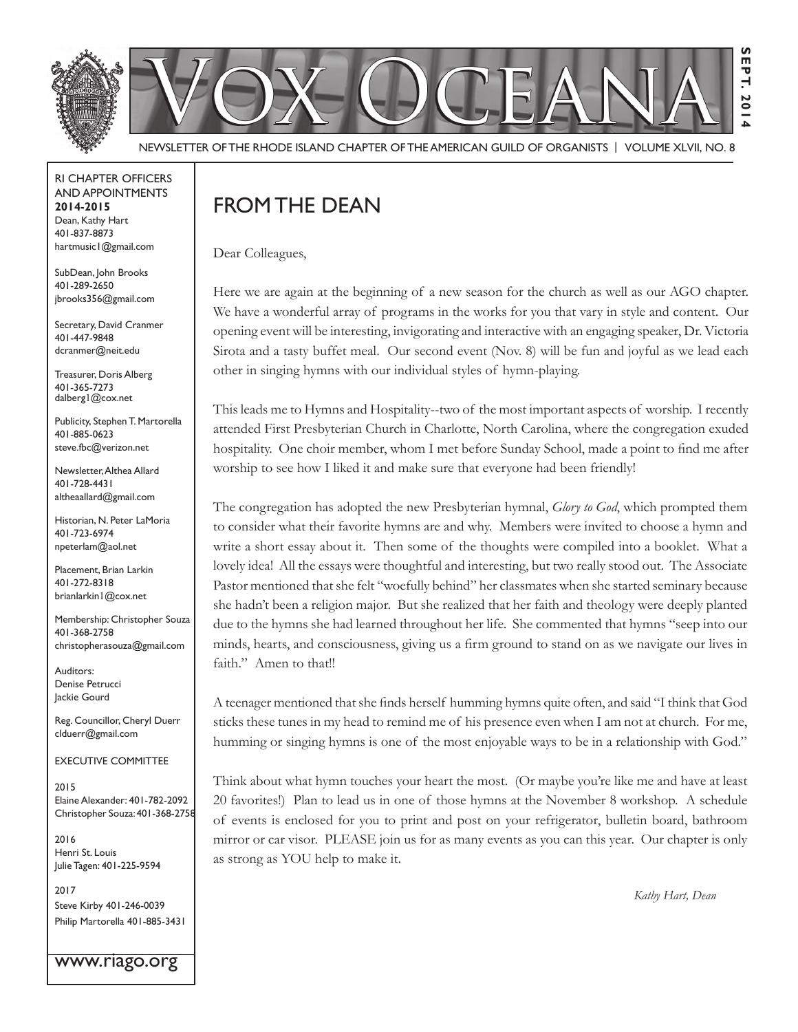# VOX OCEANA

SEPT. 2014

NEWSLETTER OF THE RHODE ISLAND CHAPTER OF THE AMERICAN GUILD OF ORGANISTS | VOLUME XLVII, NO. 8

## FROM THE DEAN

Dear Colleagues,

Here we are again at the beginning of a new season for the church as well as our AGO chapter. We have a wonderful array of programs in the works for you that vary in style and content. Our opening event will be interesting, invigorating and interactive with an engaging speaker, Dr. Victoria Sirota and a tasty buffet meal. Our second event (Nov. 8) will be fun and joyful as we lead each other in singing hymns with our individual styles of hymn-playing.

This leads me to Hymns and Hospitality--two of the most important aspects of worship. I recently attended First Presbyterian Church in Charlotte, North Carolina, where the congregation exuded hospitality. One choir member, whom I met before Sunday School, made a point to find me after worship to see how I liked it and make sure that everyone had been friendly!

The congregation has adopted the new Presbyterian hymnal, *Glory to God*, which prompted them to consider what their favorite hymns are and why. Members were invited to choose a hymn and write a short essay about it. Then some of the thoughts were compiled into a booklet. What a lovely idea! All the essays were thoughtful and interesting, but two really stood out. The Associate Pastor mentioned that she felt "woefully behind" her classmates when she started seminary because she hadn't been a religion major. But she realized that her faith and theology were deeply planted due to the hymns she had learned throughout her life. She commented that hymns "seep into our minds, hearts, and consciousness, giving us a firm ground to stand on as we navigate our lives in faith." Amen to that!!

A teenager mentioned that she finds herself humming hymns quite often, and said "I think that God sticks these tunes in my head to remind me of his presence even when I am not at church. For me, humming or singing hymns is one of the most enjoyable ways to be in a relationship with God."

Think about what hymn touches your heart the most. (Or maybe you're like me and have at least 20 favorites!) Plan to lead us in one of those hymns at the November 8 workshop. A schedule of events is enclosed for you to print and post on your refrigerator, bulletin board, bathroom mirror or car visor. PLEASE join us for as many events as you can this year. Our chapter is only as strong as YOU help to make it.

*Kathy Hart, Dean*

---

RI CHAPTER OFFICERS AND APPOINTMENTS
**2014-2015**

Dean, Kathy Hart
401-837-8873
hartmusic1@gmail.com

SubDean, John Brooks
401-289-2650
jbrooks356@gmail.com

Secretary, David Cranmer
401-447-9848
dcranmer@neit.edu

Treasurer, Doris Alberg
401-365-7273
dalberg1@cox.net

Publicity, Stephen T. Martorella
401-885-0623
steve.fbc@verizon.net

Newsletter, Althea Allard
401-728-4431
altheaallard@gmail.com

Historian, N. Peter LaMoria
401-723-6974
npeterlam@aol.net

Placement, Brian Larkin
401-272-8318
brianlarkin1@cox.net

Membership: Christopher Souza
401-368-2758
christopherasouza@gmail.com

Auditors:
Denise Petrucci
Jackie Gourd

Reg. Councillor, Cheryl Duerr
clduerr@gmail.com

EXECUTIVE COMMITTEE

2015
Elaine Alexander: 401-782-2092
Christopher Souza: 401-368-2758

2016
Henri St. Louis
Julie Tagen: 401-225-9594

2017
Steve Kirby 401-246-0039
Philip Martorella 401-885-3431

www.riago.org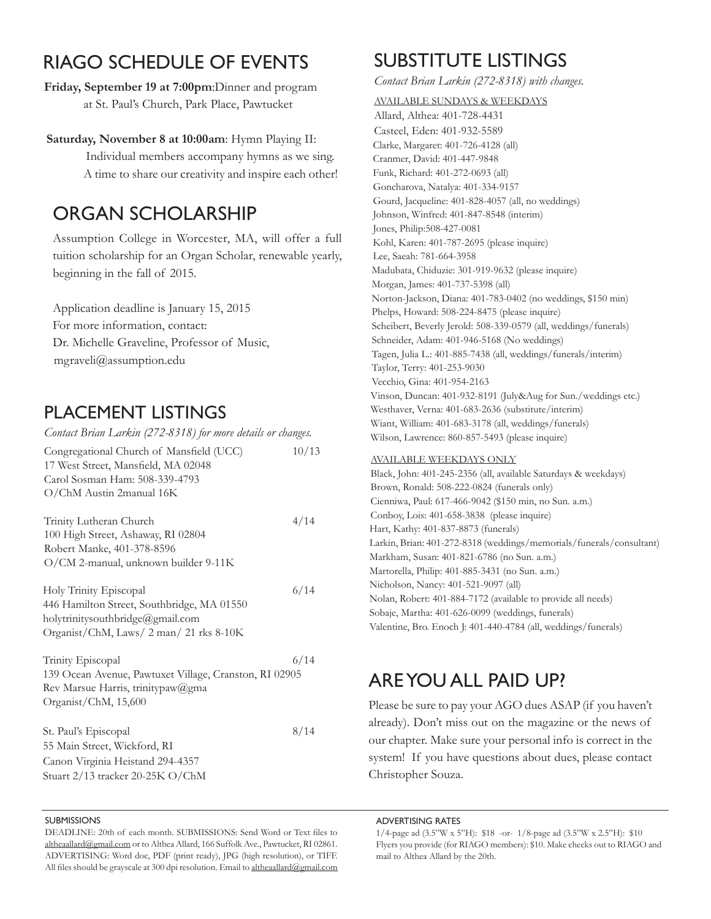## RIAGO SCHEDULE OF EVENTS

**Friday, September 19 at 7:00pm**:Dinner and program at St. Paul's Church, Park Place, Pawtucket

**Saturday, November 8 at 10:00am**: Hymn Playing II: Individual members accompany hymns as we sing. A time to share our creativity and inspire each other!

## ORGAN SCHOLARSHIP

Assumption College in Worcester, MA, will offer a full tuition scholarship for an Organ Scholar, renewable yearly, beginning in the fall of 2015.

Application deadline is January 15, 2015
For more information, contact:
Dr. Michelle Graveline, Professor of Music,
mgraveli@assumption.edu

## PLACEMENT LISTINGS

*Contact Brian Larkin (272-8318) for more details or changes.*

Congregational Church of Mansfield (UCC) — 10/13
17 West Street, Mansfield, MA 02048
Carol Sosman Ham: 508-339-4793
O/ChM Austin 2manual 16K

Trinity Lutheran Church — 4/14
100 High Street, Ashaway, RI 02804
Robert Manke, 401-378-8596
O/CM 2-manual, unknown builder 9-11K

Holy Trinity Episcopal — 6/14
446 Hamilton Street, Southbridge, MA 01550
holytrinitysouthbridge@gmail.com
Organist/ChM, Laws/ 2 man/ 21 rks 8-10K

Trinity Episcopal — 6/14
139 Ocean Avenue, Pawtuxet Village, Cranston, RI 02905
Rev Marsue Harris, trinitypaw@gma
Organist/ChM, 15,600

St. Paul's Episcopal — 8/14
55 Main Street, Wickford, RI
Canon Virginia Heistand 294-4357
Stuart 2/13 tracker 20-25K O/ChM

## SUBSTITUTE LISTINGS

*Contact Brian Larkin (272-8318) with changes.*

AVAILABLE SUNDAYS & WEEKDAYS

Allard, Althea: 401-728-4431
Casteel, Eden: 401-932-5589
Clarke, Margaret: 401-726-4128 (all)
Cranmer, David: 401-447-9848
Funk, Richard: 401-272-0693 (all)
Goncharova, Natalya: 401-334-9157
Gourd, Jacqueline: 401-828-4057 (all, no weddings)
Johnson, Winfred: 401-847-8548 (interim)
Jones, Philip:508-427-0081
Kohl, Karen: 401-787-2695 (please inquire)
Lee, Saeah: 781-664-3958
Madubata, Chiduzie: 301-919-9632 (please inquire)
Morgan, James: 401-737-5398 (all)
Norton-Jackson, Diana: 401-783-0402 (no weddings, $150 min)
Phelps, Howard: 508-224-8475 (please inquire)
Scheibert, Beverly Jerold: 508-339-0579 (all, weddings/funerals)
Schneider, Adam: 401-946-5168 (No weddings)
Tagen, Julia L.: 401-885-7438 (all, weddings/funerals/interim)
Taylor, Terry: 401-253-9030
Vecchio, Gina: 401-954-2163
Vinson, Duncan: 401-932-8191 (July&Aug for Sun./weddings etc.)
Westhaver, Verna: 401-683-2636 (substitute/interim)
Wiant, William: 401-683-3178 (all, weddings/funerals)
Wilson, Lawrence: 860-857-5493 (please inquire)

AVAILABLE WEEKDAYS ONLY

Black, John: 401-245-2356 (all, available Saturdays & weekdays)
Brown, Ronald: 508-222-0824 (funerals only)
Cienniwa, Paul: 617-466-9042 ($150 min, no Sun. a.m.)
Conboy, Lois: 401-658-3838 (please inquire)
Hart, Kathy: 401-837-8873 (funerals)
Larkin, Brian: 401-272-8318 (weddings/memorials/funerals/consultant)
Markham, Susan: 401-821-6786 (no Sun. a.m.)
Martorella, Philip: 401-885-3431 (no Sun. a.m.)
Nicholson, Nancy: 401-521-9097 (all)
Nolan, Robert: 401-884-7172 (available to provide all needs)
Sobaje, Martha: 401-626-0099 (weddings, funerals)
Valentine, Bro. Enoch J: 401-440-4784 (all, weddings/funerals)

## ARE YOU ALL PAID UP?

Please be sure to pay your AGO dues ASAP (if you haven't already). Don't miss out on the magazine or the news of our chapter. Make sure your personal info is correct in the system! If you have questions about dues, please contact Christopher Souza.

---

SUBMISSIONS

DEADLINE: 20th of each month. SUBMISSIONS: Send Word or Text files to altheaallard@gmail.com or to Althea Allard, 166 Suffolk Ave., Pawtucket, RI 02861. ADVERTISING: Word doc, PDF (print ready), JPG (high resolution), or TIFF. All files should be grayscale at 300 dpi resolution. Email to altheaallard@gmail.com

ADVERTISING RATES

1/4-page ad (3.5"W x 5"H): $18 -or- 1/8-page ad (3.5"W x 2.5"H): $10
Flyers you provide (for RIAGO members): $10. Make checks out to RIAGO and mail to Althea Allard by the 20th.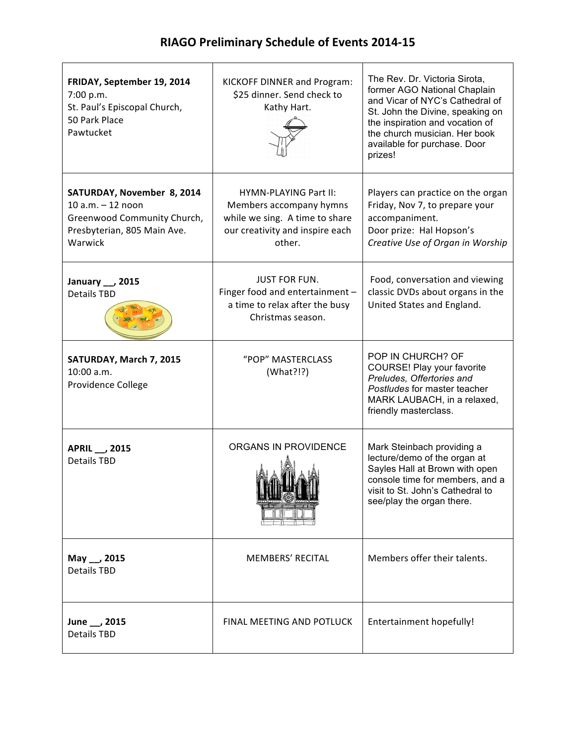# RIAGO Preliminary Schedule of Events 2014-15

| | | |
|---|---|---|
| **FRIDAY, September 19, 2014**<br>7:00 p.m.<br>St. Paul's Episcopal Church,<br>50 Park Place<br>Pawtucket | KICKOFF DINNER and Program: $25 dinner. Send check to Kathy Hart. | The Rev. Dr. Victoria Sirota, former AGO National Chaplain and Vicar of NYC's Cathedral of St. John the Divine, speaking on the inspiration and vocation of the church musician. Her book available for purchase. Door prizes! |
| **SATURDAY, November 8, 2014**<br>10 a.m. – 12 noon<br>Greenwood Community Church, Presbyterian, 805 Main Ave.<br>Warwick | HYMN-PLAYING Part II: Members accompany hymns while we sing. A time to share our creativity and inspire each other. | Players can practice on the organ Friday, Nov 7, to prepare your accompaniment.<br>Door prize: Hal Hopson's *Creative Use of Organ in Worship* |
| **January __, 2015**<br>Details TBD | JUST FOR FUN.<br>Finger food and entertainment – a time to relax after the busy Christmas season. | Food, conversation and viewing classic DVDs about organs in the United States and England. |
| **SATURDAY, March 7, 2015**<br>10:00 a.m.<br>Providence College | "POP" MASTERCLASS<br>(What?!?) | POP IN CHURCH? OF COURSE! Play your favorite *Preludes, Offertories and Postludes* for master teacher MARK LAUBACH, in a relaxed, friendly masterclass. |
| **APRIL __, 2015**<br>Details TBD | ORGANS IN PROVIDENCE | Mark Steinbach providing a lecture/demo of the organ at Sayles Hall at Brown with open console time for members, and a visit to St. John's Cathedral to see/play the organ there. |
| **May __, 2015**<br>Details TBD | MEMBERS' RECITAL | Members offer their talents. |
| **June __, 2015**<br>Details TBD | FINAL MEETING AND POTLUCK | Entertainment hopefully! |